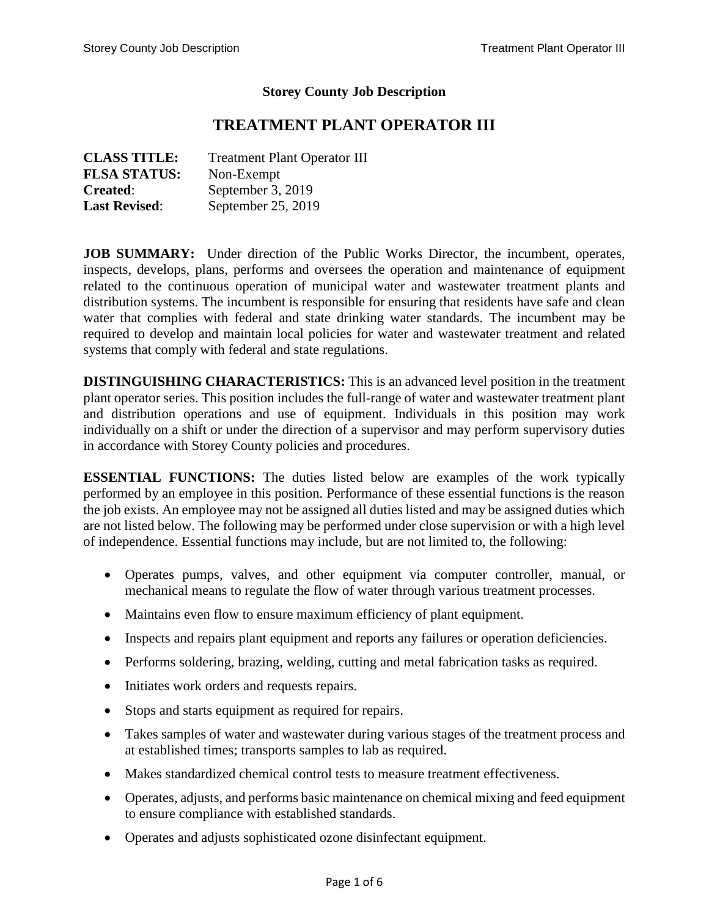**Storey County Job Description**

# TREATMENT PLANT OPERATOR III

**CLASS TITLE:** Treatment Plant Operator III
**FLSA STATUS:** Non-Exempt
**Created**: September 3, 2019
**Last Revised**: September 25, 2019

**JOB SUMMARY:** Under direction of the Public Works Director, the incumbent, operates, inspects, develops, plans, performs and oversees the operation and maintenance of equipment related to the continuous operation of municipal water and wastewater treatment plants and distribution systems. The incumbent is responsible for ensuring that residents have safe and clean water that complies with federal and state drinking water standards. The incumbent may be required to develop and maintain local policies for water and wastewater treatment and related systems that comply with federal and state regulations.

**DISTINGUISHING CHARACTERISTICS:** This is an advanced level position in the treatment plant operator series. This position includes the full-range of water and wastewater treatment plant and distribution operations and use of equipment. Individuals in this position may work individually on a shift or under the direction of a supervisor and may perform supervisory duties in accordance with Storey County policies and procedures.

**ESSENTIAL FUNCTIONS:** The duties listed below are examples of the work typically performed by an employee in this position. Performance of these essential functions is the reason the job exists. An employee may not be assigned all duties listed and may be assigned duties which are not listed below. The following may be performed under close supervision or with a high level of independence. Essential functions may include, but are not limited to, the following:

- Operates pumps, valves, and other equipment via computer controller, manual, or mechanical means to regulate the flow of water through various treatment processes.
- Maintains even flow to ensure maximum efficiency of plant equipment.
- Inspects and repairs plant equipment and reports any failures or operation deficiencies.
- Performs soldering, brazing, welding, cutting and metal fabrication tasks as required.
- Initiates work orders and requests repairs.
- Stops and starts equipment as required for repairs.
- Takes samples of water and wastewater during various stages of the treatment process and at established times; transports samples to lab as required.
- Makes standardized chemical control tests to measure treatment effectiveness.
- Operates, adjusts, and performs basic maintenance on chemical mixing and feed equipment to ensure compliance with established standards.
- Operates and adjusts sophisticated ozone disinfectant equipment.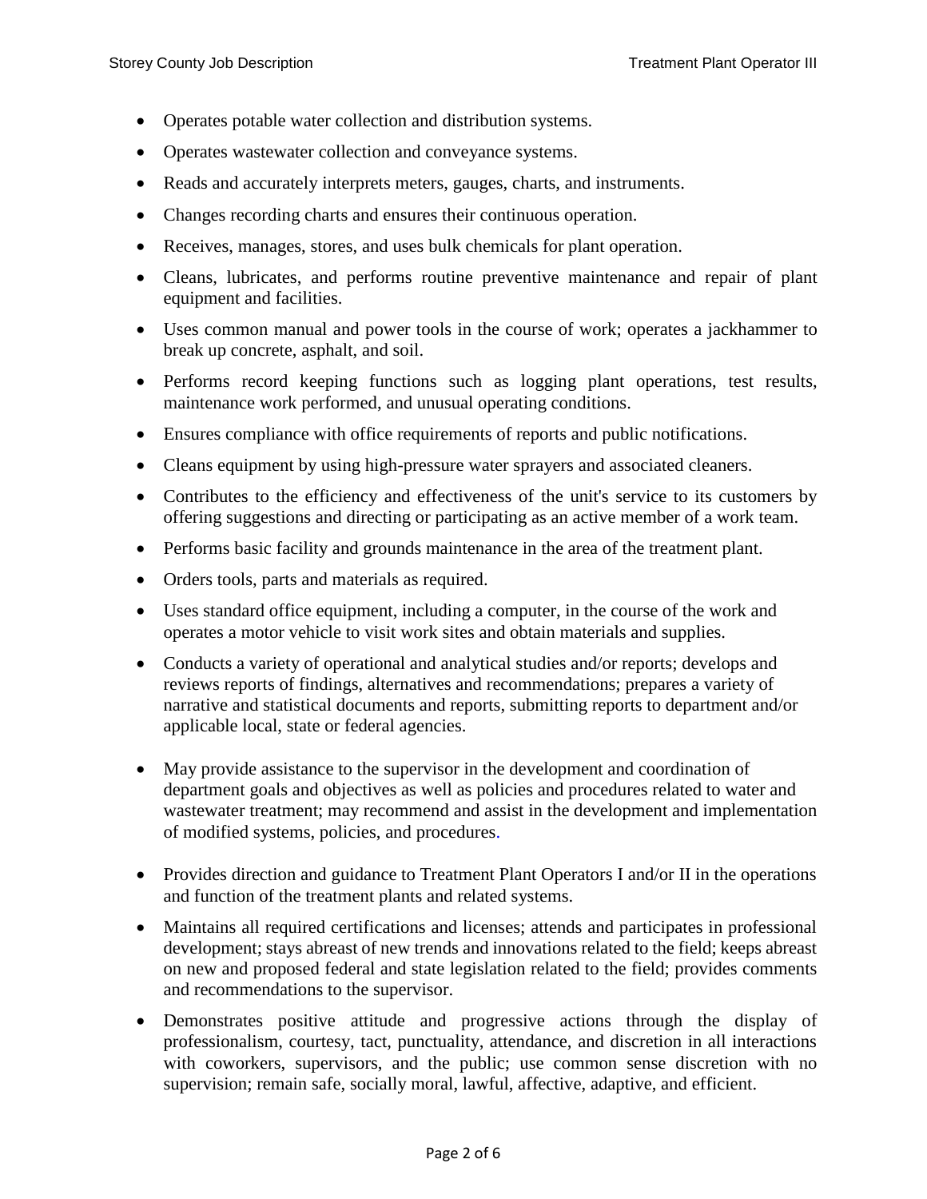- Operates potable water collection and distribution systems.
- Operates wastewater collection and conveyance systems.
- Reads and accurately interprets meters, gauges, charts, and instruments.
- Changes recording charts and ensures their continuous operation.
- Receives, manages, stores, and uses bulk chemicals for plant operation.
- Cleans, lubricates, and performs routine preventive maintenance and repair of plant equipment and facilities.
- Uses common manual and power tools in the course of work; operates a jackhammer to break up concrete, asphalt, and soil.
- Performs record keeping functions such as logging plant operations, test results, maintenance work performed, and unusual operating conditions.
- Ensures compliance with office requirements of reports and public notifications.
- Cleans equipment by using high-pressure water sprayers and associated cleaners.
- Contributes to the efficiency and effectiveness of the unit's service to its customers by offering suggestions and directing or participating as an active member of a work team.
- Performs basic facility and grounds maintenance in the area of the treatment plant.
- Orders tools, parts and materials as required.
- Uses standard office equipment, including a computer, in the course of the work and operates a motor vehicle to visit work sites and obtain materials and supplies.
- Conducts a variety of operational and analytical studies and/or reports; develops and reviews reports of findings, alternatives and recommendations; prepares a variety of narrative and statistical documents and reports, submitting reports to department and/or applicable local, state or federal agencies.
- May provide assistance to the supervisor in the development and coordination of department goals and objectives as well as policies and procedures related to water and wastewater treatment; may recommend and assist in the development and implementation of modified systems, policies, and procedures.
- Provides direction and guidance to Treatment Plant Operators I and/or II in the operations and function of the treatment plants and related systems.
- Maintains all required certifications and licenses; attends and participates in professional development; stays abreast of new trends and innovations related to the field; keeps abreast on new and proposed federal and state legislation related to the field; provides comments and recommendations to the supervisor.
- Demonstrates positive attitude and progressive actions through the display of professionalism, courtesy, tact, punctuality, attendance, and discretion in all interactions with coworkers, supervisors, and the public; use common sense discretion with no supervision; remain safe, socially moral, lawful, affective, adaptive, and efficient.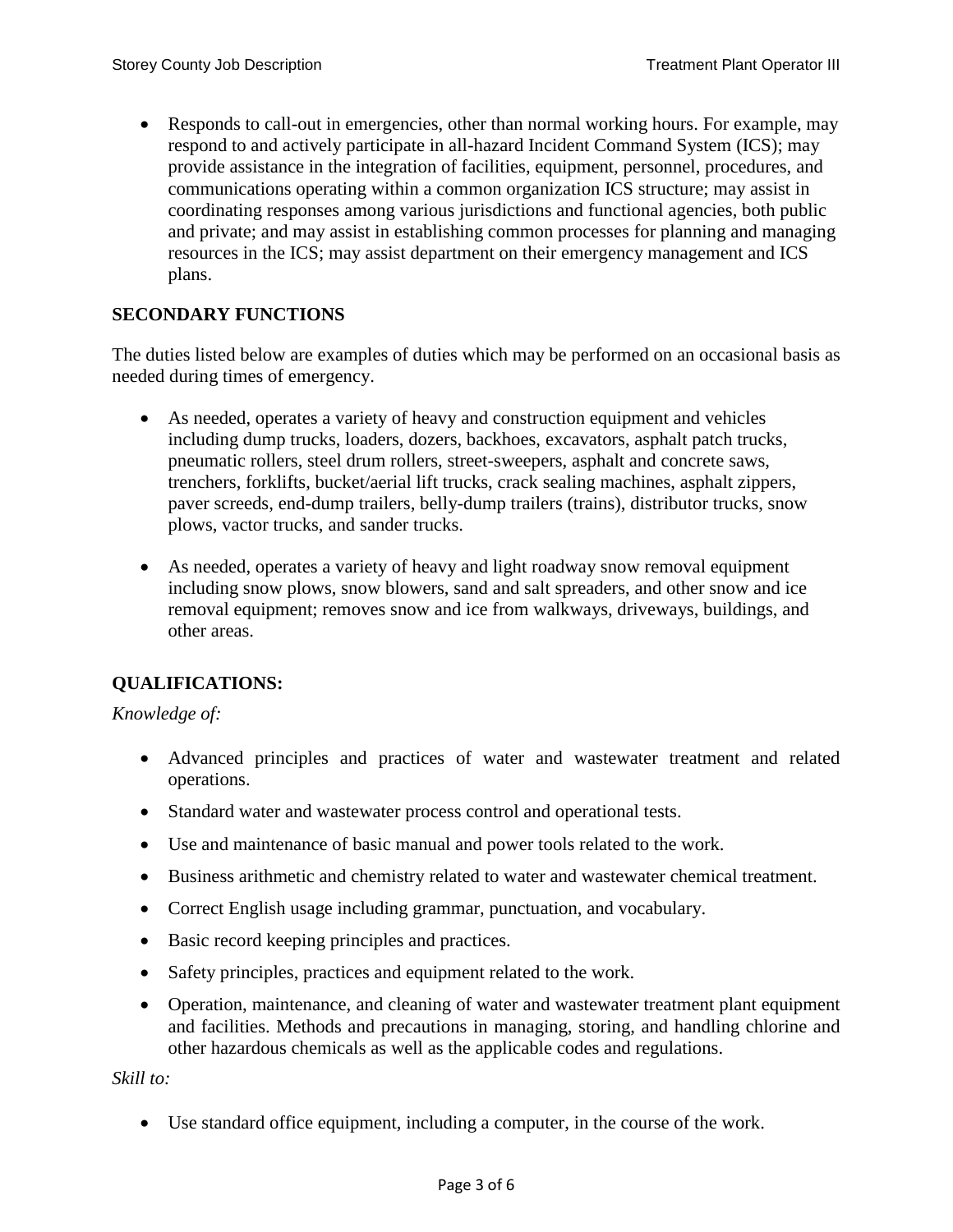- Responds to call-out in emergencies, other than normal working hours. For example, may respond to and actively participate in all-hazard Incident Command System (ICS); may provide assistance in the integration of facilities, equipment, personnel, procedures, and communications operating within a common organization ICS structure; may assist in coordinating responses among various jurisdictions and functional agencies, both public and private; and may assist in establishing common processes for planning and managing resources in the ICS; may assist department on their emergency management and ICS plans.

## SECONDARY FUNCTIONS

The duties listed below are examples of duties which may be performed on an occasional basis as needed during times of emergency.

- As needed, operates a variety of heavy and construction equipment and vehicles including dump trucks, loaders, dozers, backhoes, excavators, asphalt patch trucks, pneumatic rollers, steel drum rollers, street-sweepers, asphalt and concrete saws, trenchers, forklifts, bucket/aerial lift trucks, crack sealing machines, asphalt zippers, paver screeds, end-dump trailers, belly-dump trailers (trains), distributor trucks, snow plows, vactor trucks, and sander trucks.

- As needed, operates a variety of heavy and light roadway snow removal equipment including snow plows, snow blowers, sand and salt spreaders, and other snow and ice removal equipment; removes snow and ice from walkways, driveways, buildings, and other areas.

## QUALIFICATIONS:

*Knowledge of:*

- Advanced principles and practices of water and wastewater treatment and related operations.
- Standard water and wastewater process control and operational tests.
- Use and maintenance of basic manual and power tools related to the work.
- Business arithmetic and chemistry related to water and wastewater chemical treatment.
- Correct English usage including grammar, punctuation, and vocabulary.
- Basic record keeping principles and practices.
- Safety principles, practices and equipment related to the work.
- Operation, maintenance, and cleaning of water and wastewater treatment plant equipment and facilities. Methods and precautions in managing, storing, and handling chlorine and other hazardous chemicals as well as the applicable codes and regulations.

*Skill to:*

- Use standard office equipment, including a computer, in the course of the work.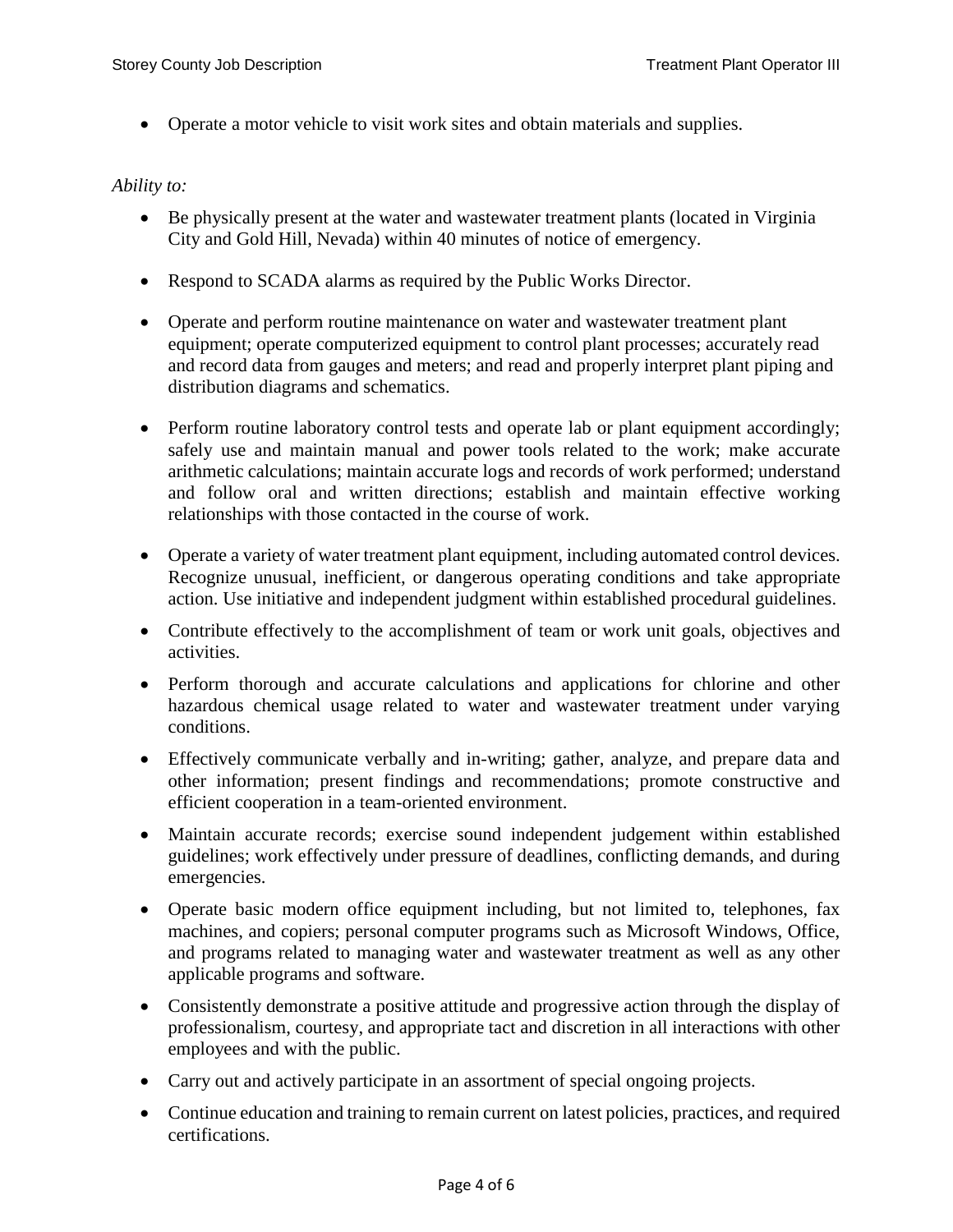- Operate a motor vehicle to visit work sites and obtain materials and supplies.

*Ability to:*

- Be physically present at the water and wastewater treatment plants (located in Virginia City and Gold Hill, Nevada) within 40 minutes of notice of emergency.
- Respond to SCADA alarms as required by the Public Works Director.
- Operate and perform routine maintenance on water and wastewater treatment plant equipment; operate computerized equipment to control plant processes; accurately read and record data from gauges and meters; and read and properly interpret plant piping and distribution diagrams and schematics.
- Perform routine laboratory control tests and operate lab or plant equipment accordingly; safely use and maintain manual and power tools related to the work; make accurate arithmetic calculations; maintain accurate logs and records of work performed; understand and follow oral and written directions; establish and maintain effective working relationships with those contacted in the course of work.
- Operate a variety of water treatment plant equipment, including automated control devices. Recognize unusual, inefficient, or dangerous operating conditions and take appropriate action. Use initiative and independent judgment within established procedural guidelines.
- Contribute effectively to the accomplishment of team or work unit goals, objectives and activities.
- Perform thorough and accurate calculations and applications for chlorine and other hazardous chemical usage related to water and wastewater treatment under varying conditions.
- Effectively communicate verbally and in-writing; gather, analyze, and prepare data and other information; present findings and recommendations; promote constructive and efficient cooperation in a team-oriented environment.
- Maintain accurate records; exercise sound independent judgement within established guidelines; work effectively under pressure of deadlines, conflicting demands, and during emergencies.
- Operate basic modern office equipment including, but not limited to, telephones, fax machines, and copiers; personal computer programs such as Microsoft Windows, Office, and programs related to managing water and wastewater treatment as well as any other applicable programs and software.
- Consistently demonstrate a positive attitude and progressive action through the display of professionalism, courtesy, and appropriate tact and discretion in all interactions with other employees and with the public.
- Carry out and actively participate in an assortment of special ongoing projects.
- Continue education and training to remain current on latest policies, practices, and required certifications.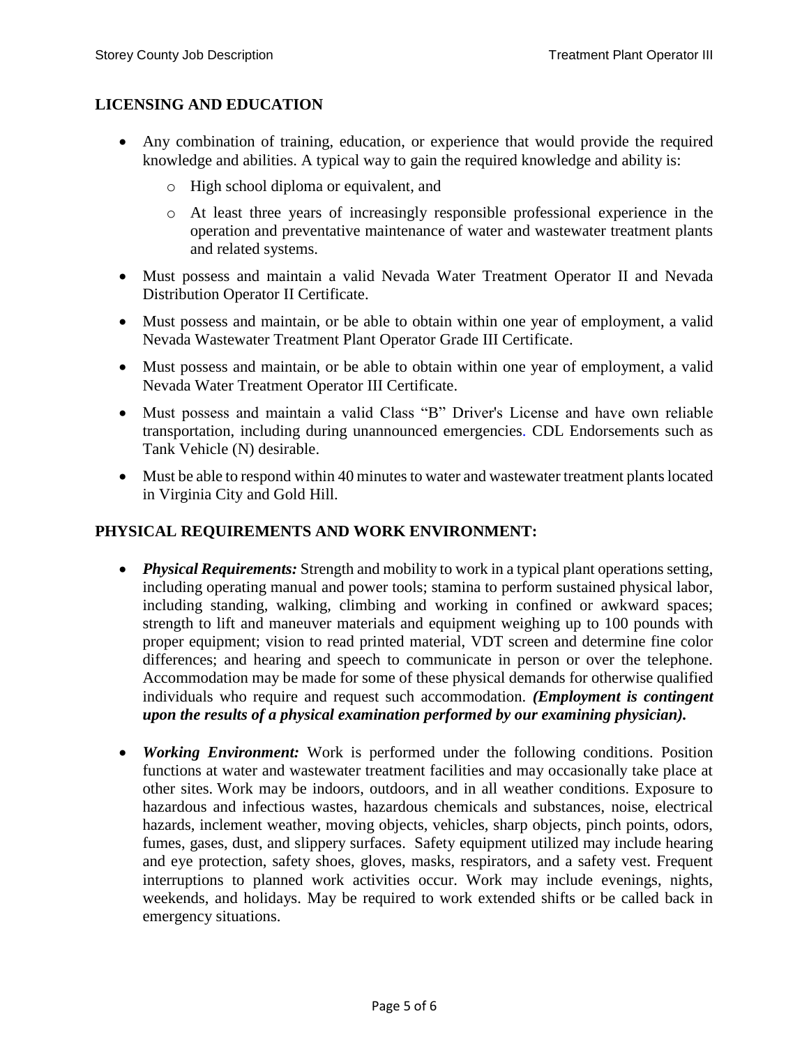## LICENSING AND EDUCATION

- Any combination of training, education, or experience that would provide the required knowledge and abilities. A typical way to gain the required knowledge and ability is:
  - High school diploma or equivalent, and
  - At least three years of increasingly responsible professional experience in the operation and preventative maintenance of water and wastewater treatment plants and related systems.
- Must possess and maintain a valid Nevada Water Treatment Operator II and Nevada Distribution Operator II Certificate.
- Must possess and maintain, or be able to obtain within one year of employment, a valid Nevada Wastewater Treatment Plant Operator Grade III Certificate.
- Must possess and maintain, or be able to obtain within one year of employment, a valid Nevada Water Treatment Operator III Certificate.
- Must possess and maintain a valid Class "B" Driver's License and have own reliable transportation, including during unannounced emergencies. CDL Endorsements such as Tank Vehicle (N) desirable.
- Must be able to respond within 40 minutes to water and wastewater treatment plants located in Virginia City and Gold Hill.

## PHYSICAL REQUIREMENTS AND WORK ENVIRONMENT:

- ***Physical Requirements:*** Strength and mobility to work in a typical plant operations setting, including operating manual and power tools; stamina to perform sustained physical labor, including standing, walking, climbing and working in confined or awkward spaces; strength to lift and maneuver materials and equipment weighing up to 100 pounds with proper equipment; vision to read printed material, VDT screen and determine fine color differences; and hearing and speech to communicate in person or over the telephone. Accommodation may be made for some of these physical demands for otherwise qualified individuals who require and request such accommodation. ***(Employment is contingent upon the results of a physical examination performed by our examining physician).***

- ***Working Environment:*** Work is performed under the following conditions. Position functions at water and wastewater treatment facilities and may occasionally take place at other sites. Work may be indoors, outdoors, and in all weather conditions. Exposure to hazardous and infectious wastes, hazardous chemicals and substances, noise, electrical hazards, inclement weather, moving objects, vehicles, sharp objects, pinch points, odors, fumes, gases, dust, and slippery surfaces. Safety equipment utilized may include hearing and eye protection, safety shoes, gloves, masks, respirators, and a safety vest. Frequent interruptions to planned work activities occur. Work may include evenings, nights, weekends, and holidays. May be required to work extended shifts or be called back in emergency situations.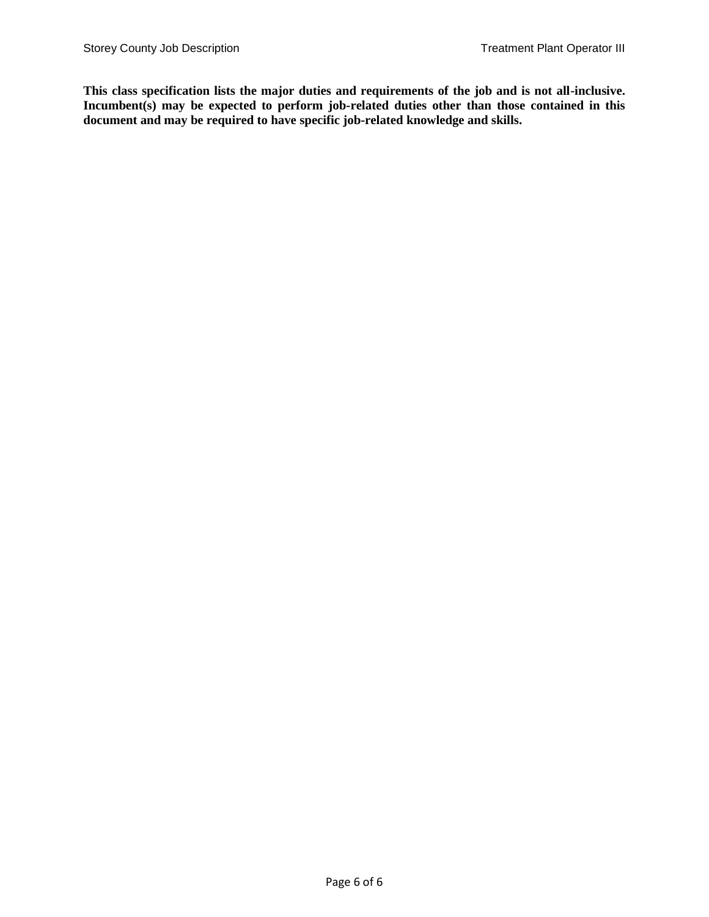**This class specification lists the major duties and requirements of the job and is not all-inclusive. Incumbent(s) may be expected to perform job-related duties other than those contained in this document and may be required to have specific job-related knowledge and skills.**